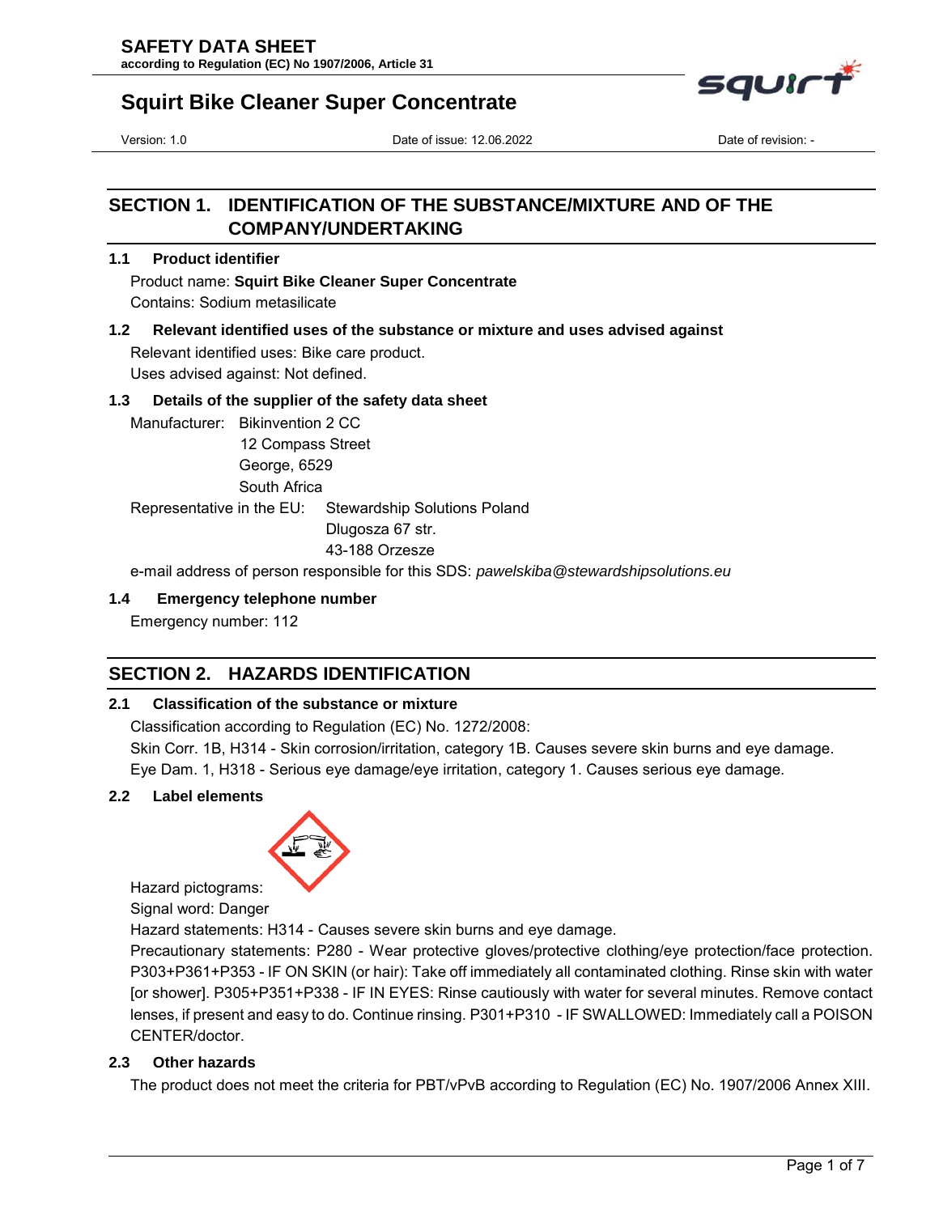# SAFETY DATA SHEET

**according to Regulation (EC) No 1907/2006, Article 31**

# Squirt Bike Cleaner Super Concentrate

Version: 1.0 | Date of issue: 12.06.2022 | Date of revision: -

## SECTION 1. IDENTIFICATION OF THE SUBSTANCE/MIXTURE AND OF THE COMPANY/UNDERTAKING

### 1.1 Product identifier

Product name: **Squirt Bike Cleaner Super Concentrate**
Contains: Sodium metasilicate

### 1.2 Relevant identified uses of the substance or mixture and uses advised against

Relevant identified uses: Bike care product.
Uses advised against: Not defined.

### 1.3 Details of the supplier of the safety data sheet

Manufacturer: Bikinvention 2 CC
12 Compass Street
George, 6529
South Africa

Representative in the EU: Stewardship Solutions Poland
Dlugosza 67 str.
43-188 Orzesze

e-mail address of person responsible for this SDS: *pawelskiba@stewardshipsolutions.eu*

### 1.4 Emergency telephone number

Emergency number: 112

## SECTION 2. HAZARDS IDENTIFICATION

### 2.1 Classification of the substance or mixture

Classification according to Regulation (EC) No. 1272/2008:
Skin Corr. 1B, H314 - Skin corrosion/irritation, category 1B. Causes severe skin burns and eye damage.
Eye Dam. 1, H318 - Serious eye damage/eye irritation, category 1. Causes serious eye damage.

### 2.2 Label elements

Hazard pictograms:

Signal word: Danger

Hazard statements: H314 - Causes severe skin burns and eye damage.

Precautionary statements: P280 - Wear protective gloves/protective clothing/eye protection/face protection. P303+P361+P353 - IF ON SKIN (or hair): Take off immediately all contaminated clothing. Rinse skin with water [or shower]. P305+P351+P338 - IF IN EYES: Rinse cautiously with water for several minutes. Remove contact lenses, if present and easy to do. Continue rinsing. P301+P310 - IF SWALLOWED: Immediately call a POISON CENTER/doctor.

### 2.3 Other hazards

The product does not meet the criteria for PBT/vPvB according to Regulation (EC) No. 1907/2006 Annex XIII.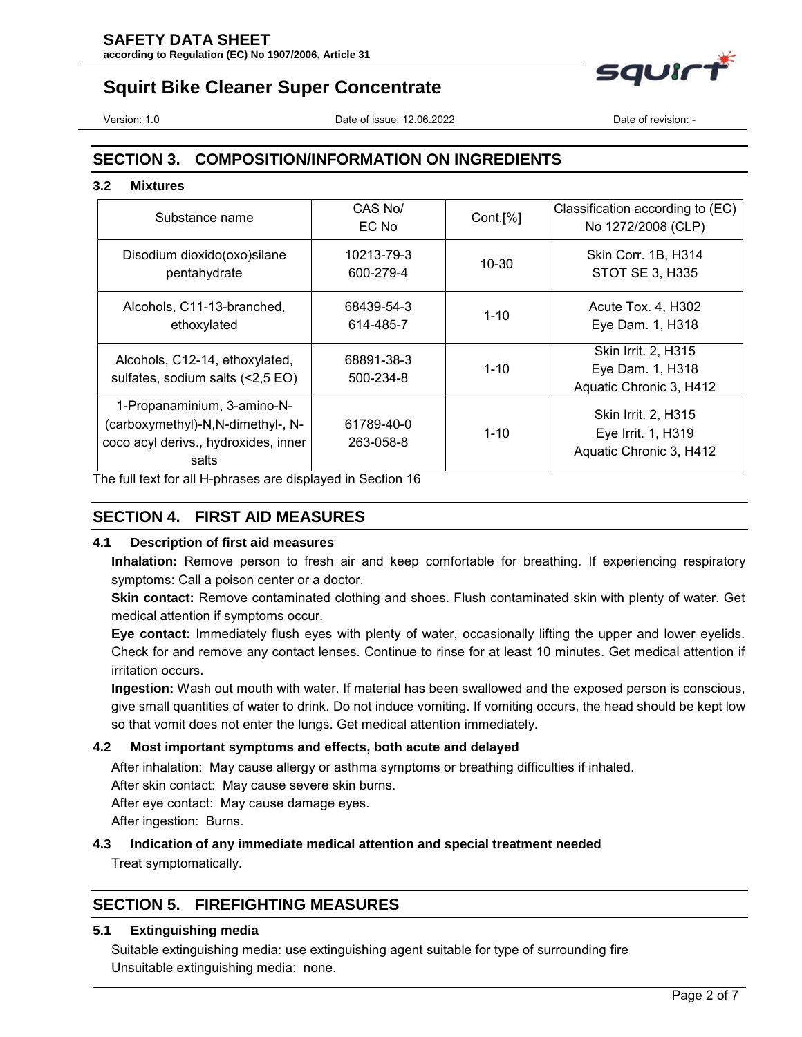## SECTION 3. COMPOSITION/INFORMATION ON INGREDIENTS

### 3.2 Mixtures

| Substance name | CAS No/ EC No | Cont.[%] | Classification according to (EC) No 1272/2008 (CLP) |
|---|---|---|---|
| Disodium dioxido(oxo)silane pentahydrate | 10213-79-3 600-279-4 | 10-30 | Skin Corr. 1B, H314 STOT SE 3, H335 |
| Alcohols, C11-13-branched, ethoxylated | 68439-54-3 614-485-7 | 1-10 | Acute Tox. 4, H302 Eye Dam. 1, H318 |
| Alcohols, C12-14, ethoxylated, sulfates, sodium salts (<2,5 EO) | 68891-38-3 500-234-8 | 1-10 | Skin Irrit. 2, H315 Eye Dam. 1, H318 Aquatic Chronic 3, H412 |
| 1-Propanaminium, 3-amino-N-(carboxymethyl)-N,N-dimethyl-, N-coco acyl derivs., hydroxides, inner salts | 61789-40-0 263-058-8 | 1-10 | Skin Irrit. 2, H315 Eye Irrit. 1, H319 Aquatic Chronic 3, H412 |

The full text for all H-phrases are displayed in Section 16

## SECTION 4. FIRST AID MEASURES

### 4.1 Description of first aid measures

**Inhalation:** Remove person to fresh air and keep comfortable for breathing. If experiencing respiratory symptoms: Call a poison center or a doctor.

**Skin contact:** Remove contaminated clothing and shoes. Flush contaminated skin with plenty of water. Get medical attention if symptoms occur.

**Eye contact:** Immediately flush eyes with plenty of water, occasionally lifting the upper and lower eyelids. Check for and remove any contact lenses. Continue to rinse for at least 10 minutes. Get medical attention if irritation occurs.

**Ingestion:** Wash out mouth with water. If material has been swallowed and the exposed person is conscious, give small quantities of water to drink. Do not induce vomiting. If vomiting occurs, the head should be kept low so that vomit does not enter the lungs. Get medical attention immediately.

### 4.2 Most important symptoms and effects, both acute and delayed

After inhalation: May cause allergy or asthma symptoms or breathing difficulties if inhaled.

After skin contact: May cause severe skin burns.

After eye contact: May cause damage eyes.

After ingestion: Burns.

### 4.3 Indication of any immediate medical attention and special treatment needed

Treat symptomatically.

## SECTION 5. FIREFIGHTING MEASURES

### 5.1 Extinguishing media

Suitable extinguishing media: use extinguishing agent suitable for type of surrounding fire

Unsuitable extinguishing media: none.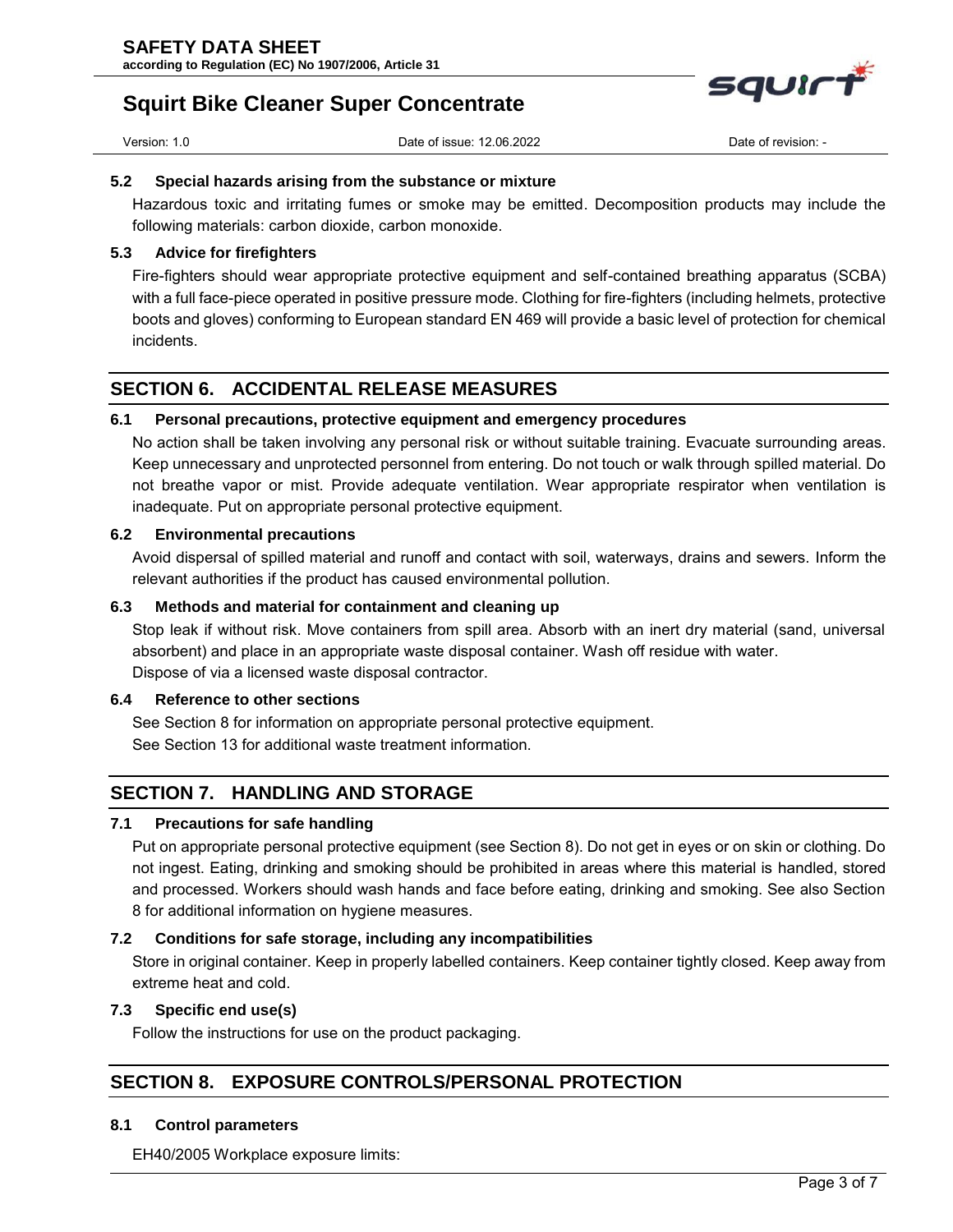### 5.2 Special hazards arising from the substance or mixture

Hazardous toxic and irritating fumes or smoke may be emitted. Decomposition products may include the following materials: carbon dioxide, carbon monoxide.

### 5.3 Advice for firefighters

Fire-fighters should wear appropriate protective equipment and self-contained breathing apparatus (SCBA) with a full face-piece operated in positive pressure mode. Clothing for fire-fighters (including helmets, protective boots and gloves) conforming to European standard EN 469 will provide a basic level of protection for chemical incidents.

## SECTION 6. ACCIDENTAL RELEASE MEASURES

### 6.1 Personal precautions, protective equipment and emergency procedures

No action shall be taken involving any personal risk or without suitable training. Evacuate surrounding areas. Keep unnecessary and unprotected personnel from entering. Do not touch or walk through spilled material. Do not breathe vapor or mist. Provide adequate ventilation. Wear appropriate respirator when ventilation is inadequate. Put on appropriate personal protective equipment.

### 6.2 Environmental precautions

Avoid dispersal of spilled material and runoff and contact with soil, waterways, drains and sewers. Inform the relevant authorities if the product has caused environmental pollution.

### 6.3 Methods and material for containment and cleaning up

Stop leak if without risk. Move containers from spill area. Absorb with an inert dry material (sand, universal absorbent) and place in an appropriate waste disposal container. Wash off residue with water.
Dispose of via a licensed waste disposal contractor.

### 6.4 Reference to other sections

See Section 8 for information on appropriate personal protective equipment.
See Section 13 for additional waste treatment information.

## SECTION 7. HANDLING AND STORAGE

### 7.1 Precautions for safe handling

Put on appropriate personal protective equipment (see Section 8). Do not get in eyes or on skin or clothing. Do not ingest. Eating, drinking and smoking should be prohibited in areas where this material is handled, stored and processed. Workers should wash hands and face before eating, drinking and smoking. See also Section 8 for additional information on hygiene measures.

### 7.2 Conditions for safe storage, including any incompatibilities

Store in original container. Keep in properly labelled containers. Keep container tightly closed. Keep away from extreme heat and cold.

### 7.3 Specific end use(s)

Follow the instructions for use on the product packaging.

## SECTION 8. EXPOSURE CONTROLS/PERSONAL PROTECTION

### 8.1 Control parameters

EH40/2005 Workplace exposure limits: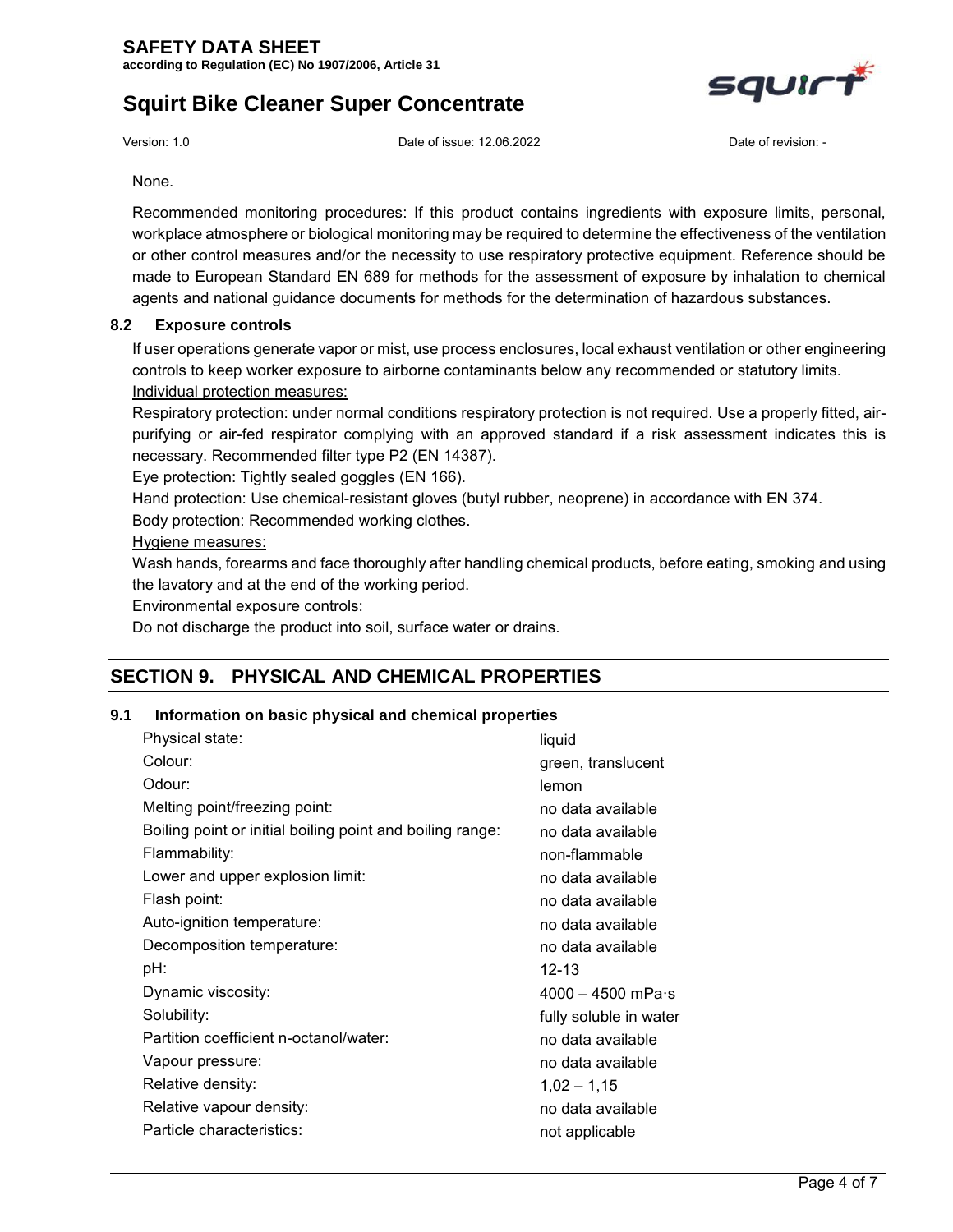None.

Recommended monitoring procedures: If this product contains ingredients with exposure limits, personal, workplace atmosphere or biological monitoring may be required to determine the effectiveness of the ventilation or other control measures and/or the necessity to use respiratory protective equipment. Reference should be made to European Standard EN 689 for methods for the assessment of exposure by inhalation to chemical agents and national guidance documents for methods for the determination of hazardous substances.

### 8.2 Exposure controls

If user operations generate vapor or mist, use process enclosures, local exhaust ventilation or other engineering controls to keep worker exposure to airborne contaminants below any recommended or statutory limits.

Individual protection measures:

Respiratory protection: under normal conditions respiratory protection is not required. Use a properly fitted, air-purifying or air-fed respirator complying with an approved standard if a risk assessment indicates this is necessary. Recommended filter type P2 (EN 14387).

Eye protection: Tightly sealed goggles (EN 166).

Hand protection: Use chemical-resistant gloves (butyl rubber, neoprene) in accordance with EN 374.

Body protection: Recommended working clothes.

Hygiene measures:

Wash hands, forearms and face thoroughly after handling chemical products, before eating, smoking and using the lavatory and at the end of the working period.

Environmental exposure controls:

Do not discharge the product into soil, surface water or drains.

## SECTION 9. PHYSICAL AND CHEMICAL PROPERTIES

### 9.1 Information on basic physical and chemical properties

| | |
|---|---|
| Physical state: | liquid |
| Colour: | green, translucent |
| Odour: | lemon |
| Melting point/freezing point: | no data available |
| Boiling point or initial boiling point and boiling range: | no data available |
| Flammability: | non-flammable |
| Lower and upper explosion limit: | no data available |
| Flash point: | no data available |
| Auto-ignition temperature: | no data available |
| Decomposition temperature: | no data available |
| pH: | 12-13 |
| Dynamic viscosity: | 4000 – 4500 mPa·s |
| Solubility: | fully soluble in water |
| Partition coefficient n-octanol/water: | no data available |
| Vapour pressure: | no data available |
| Relative density: | 1,02 – 1,15 |
| Relative vapour density: | no data available |
| Particle characteristics: | not applicable |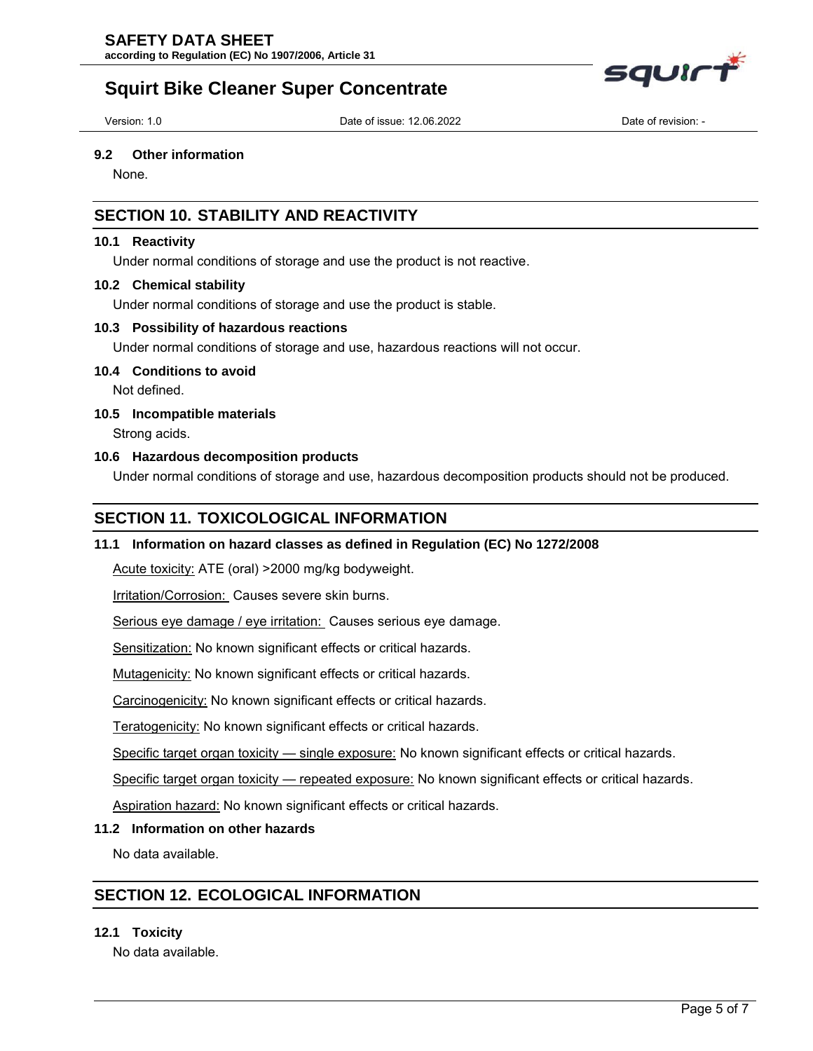### 9.2 Other information

None.

## SECTION 10. STABILITY AND REACTIVITY

### 10.1 Reactivity

Under normal conditions of storage and use the product is not reactive.

### 10.2 Chemical stability

Under normal conditions of storage and use the product is stable.

### 10.3 Possibility of hazardous reactions

Under normal conditions of storage and use, hazardous reactions will not occur.

### 10.4 Conditions to avoid

Not defined.

### 10.5 Incompatible materials

Strong acids.

### 10.6 Hazardous decomposition products

Under normal conditions of storage and use, hazardous decomposition products should not be produced.

## SECTION 11. TOXICOLOGICAL INFORMATION

### 11.1 Information on hazard classes as defined in Regulation (EC) No 1272/2008

Acute toxicity: ATE (oral) >2000 mg/kg bodyweight.

Irritation/Corrosion: Causes severe skin burns.

Serious eye damage / eye irritation: Causes serious eye damage.

Sensitization: No known significant effects or critical hazards.

Mutagenicity: No known significant effects or critical hazards.

Carcinogenicity: No known significant effects or critical hazards.

Teratogenicity: No known significant effects or critical hazards.

Specific target organ toxicity — single exposure: No known significant effects or critical hazards.

Specific target organ toxicity — repeated exposure: No known significant effects or critical hazards.

Aspiration hazard: No known significant effects or critical hazards.

### 11.2 Information on other hazards

No data available.

## SECTION 12. ECOLOGICAL INFORMATION

### 12.1 Toxicity

No data available.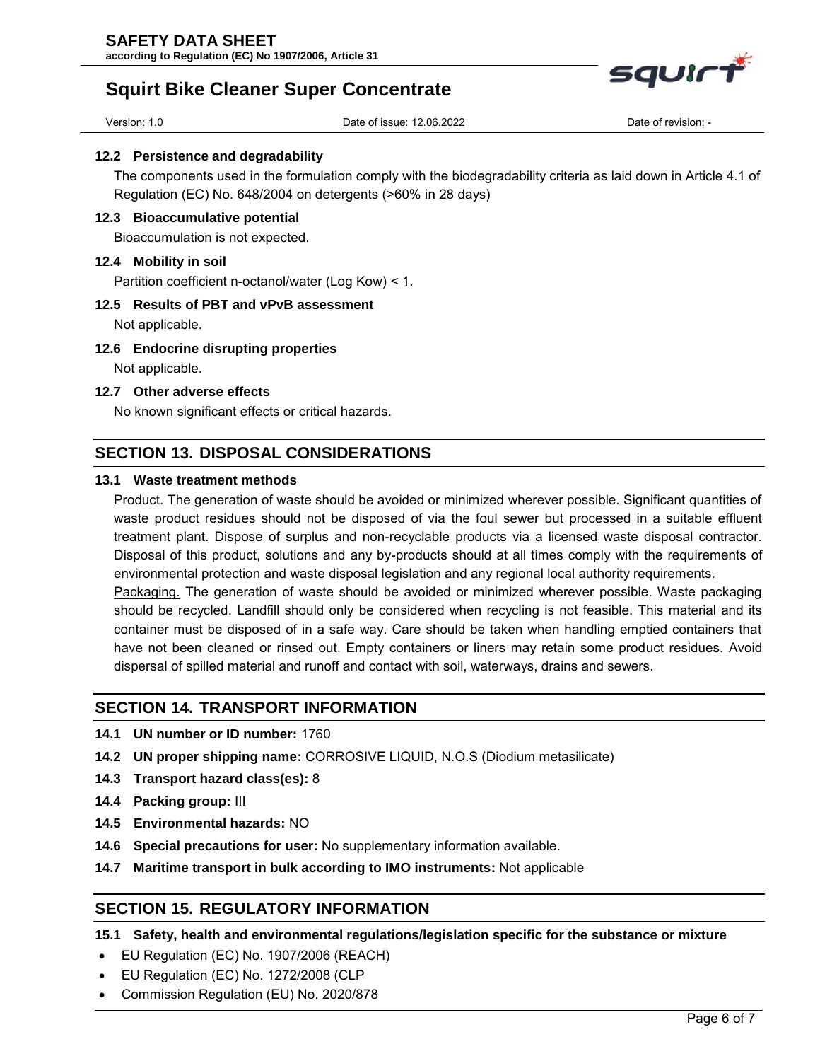### 12.2 Persistence and degradability

The components used in the formulation comply with the biodegradability criteria as laid down in Article 4.1 of Regulation (EC) No. 648/2004 on detergents (>60% in 28 days)

### 12.3 Bioaccumulative potential

Bioaccumulation is not expected.

### 12.4 Mobility in soil

Partition coefficient n-octanol/water (Log Kow) < 1.

### 12.5 Results of PBT and vPvB assessment

Not applicable.

### 12.6 Endocrine disrupting properties

Not applicable.

### 12.7 Other adverse effects

No known significant effects or critical hazards.

## SECTION 13. DISPOSAL CONSIDERATIONS

### 13.1 Waste treatment methods

Product. The generation of waste should be avoided or minimized wherever possible. Significant quantities of waste product residues should not be disposed of via the foul sewer but processed in a suitable effluent treatment plant. Dispose of surplus and non-recyclable products via a licensed waste disposal contractor. Disposal of this product, solutions and any by-products should at all times comply with the requirements of environmental protection and waste disposal legislation and any regional local authority requirements.

Packaging. The generation of waste should be avoided or minimized wherever possible. Waste packaging should be recycled. Landfill should only be considered when recycling is not feasible. This material and its container must be disposed of in a safe way. Care should be taken when handling emptied containers that have not been cleaned or rinsed out. Empty containers or liners may retain some product residues. Avoid dispersal of spilled material and runoff and contact with soil, waterways, drains and sewers.

## SECTION 14. TRANSPORT INFORMATION

**14.1 UN number or ID number:** 1760

**14.2 UN proper shipping name:** CORROSIVE LIQUID, N.O.S (Diodium metasilicate)

**14.3 Transport hazard class(es):** 8

**14.4 Packing group:** III

**14.5 Environmental hazards:** NO

**14.6 Special precautions for user:** No supplementary information available.

**14.7 Maritime transport in bulk according to IMO instruments:** Not applicable

## SECTION 15. REGULATORY INFORMATION

### 15.1 Safety, health and environmental regulations/legislation specific for the substance or mixture

- EU Regulation (EC) No. 1907/2006 (REACH)
- EU Regulation (EC) No. 1272/2008 (CLP
- Commission Regulation (EU) No. 2020/878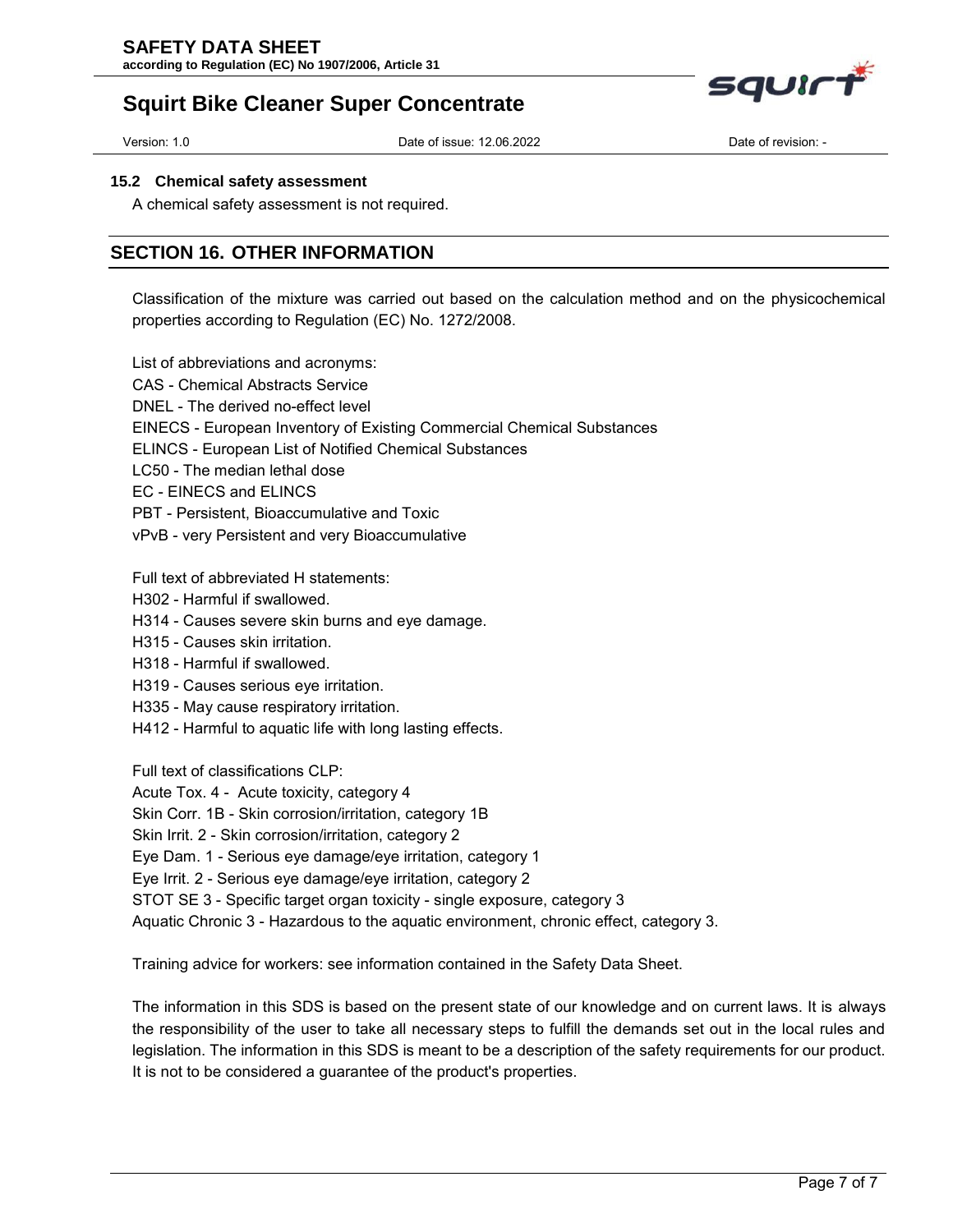### 15.2 Chemical safety assessment

A chemical safety assessment is not required.

## SECTION 16. OTHER INFORMATION

Classification of the mixture was carried out based on the calculation method and on the physicochemical properties according to Regulation (EC) No. 1272/2008.

List of abbreviations and acronyms:
CAS - Chemical Abstracts Service
DNEL - The derived no-effect level
EINECS - European Inventory of Existing Commercial Chemical Substances
ELINCS - European List of Notified Chemical Substances
LC50 - The median lethal dose
EC - EINECS and ELINCS
PBT - Persistent, Bioaccumulative and Toxic
vPvB - very Persistent and very Bioaccumulative

Full text of abbreviated H statements:
H302 - Harmful if swallowed.
H314 - Causes severe skin burns and eye damage.
H315 - Causes skin irritation.
H318 - Harmful if swallowed.
H319 - Causes serious eye irritation.
H335 - May cause respiratory irritation.
H412 - Harmful to aquatic life with long lasting effects.

Full text of classifications CLP:
Acute Tox. 4 - Acute toxicity, category 4
Skin Corr. 1B - Skin corrosion/irritation, category 1B
Skin Irrit. 2 - Skin corrosion/irritation, category 2
Eye Dam. 1 - Serious eye damage/eye irritation, category 1
Eye Irrit. 2 - Serious eye damage/eye irritation, category 2
STOT SE 3 - Specific target organ toxicity - single exposure, category 3
Aquatic Chronic 3 - Hazardous to the aquatic environment, chronic effect, category 3.

Training advice for workers: see information contained in the Safety Data Sheet.

The information in this SDS is based on the present state of our knowledge and on current laws. It is always the responsibility of the user to take all necessary steps to fulfill the demands set out in the local rules and legislation. The information in this SDS is meant to be a description of the safety requirements for our product. It is not to be considered a guarantee of the product's properties.